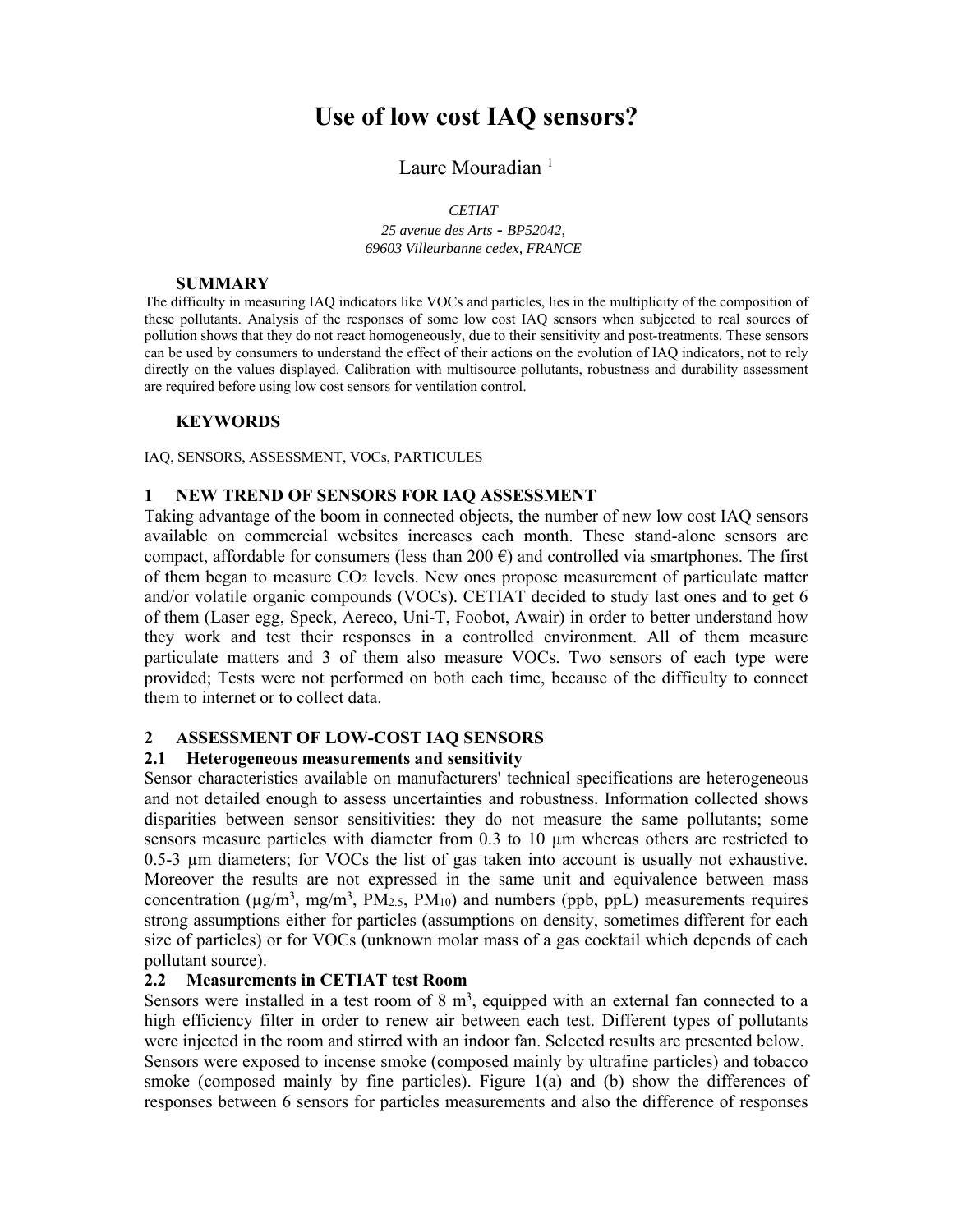# Use of low cost IAQ sensors?

Laure Mouradian [1]

*CETIAT*
*25 avenue des Arts - BP52042,*
*69603 Villeurbanne cedex, FRANCE*

## SUMMARY

The difficulty in measuring IAQ indicators like VOCs and particles, lies in the multiplicity of the composition of these pollutants. Analysis of the responses of some low cost IAQ sensors when subjected to real sources of pollution shows that they do not react homogeneously, due to their sensitivity and post-treatments. These sensors can be used by consumers to understand the effect of their actions on the evolution of IAQ indicators, not to rely directly on the values displayed. Calibration with multisource pollutants, robustness and durability assessment are required before using low cost sensors for ventilation control.

## KEYWORDS

IAQ, SENSORS, ASSESSMENT, VOCs, PARTICULES

## 1 NEW TREND OF SENSORS FOR IAQ ASSESSMENT

Taking advantage of the boom in connected objects, the number of new low cost IAQ sensors available on commercial websites increases each month. These stand-alone sensors are compact, affordable for consumers (less than 200 €) and controlled via smartphones. The first of them began to measure $CO_2$ levels. New ones propose measurement of particulate matter and/or volatile organic compounds (VOCs). CETIAT decided to study last ones and to get 6 of them (Laser egg, Speck, Aereco, Uni-T, Foobot, Awair) in order to better understand how they work and test their responses in a controlled environment. All of them measure particulate matters and 3 of them also measure VOCs. Two sensors of each type were provided; Tests were not performed on both each time, because of the difficulty to connect them to internet or to collect data.

## 2 ASSESSMENT OF LOW-COST IAQ SENSORS

### 2.1 Heterogeneous measurements and sensitivity

Sensor characteristics available on manufacturers' technical specifications are heterogeneous and not detailed enough to assess uncertainties and robustness. Information collected shows disparities between sensor sensitivities: they do not measure the same pollutants; some sensors measure particles with diameter from 0.3 to 10 µm whereas others are restricted to 0.5-3 µm diameters; for VOCs the list of gas taken into account is usually not exhaustive. Moreover the results are not expressed in the same unit and equivalence between mass concentration (µg/m$^3$, mg/m$^3$, $PM_{2.5}$, $PM_{10}$) and numbers (ppb, ppL) measurements requires strong assumptions either for particles (assumptions on density, sometimes different for each size of particles) or for VOCs (unknown molar mass of a gas cocktail which depends of each pollutant source).

### 2.2 Measurements in CETIAT test Room

Sensors were installed in a test room of 8 m$^3$, equipped with an external fan connected to a high efficiency filter in order to renew air between each test. Different types of pollutants were injected in the room and stirred with an indoor fan. Selected results are presented below.

Sensors were exposed to incense smoke (composed mainly by ultrafine particles) and tobacco smoke (composed mainly by fine particles). Figure 1(a) and (b) show the differences of responses between 6 sensors for particles measurements and also the difference of responses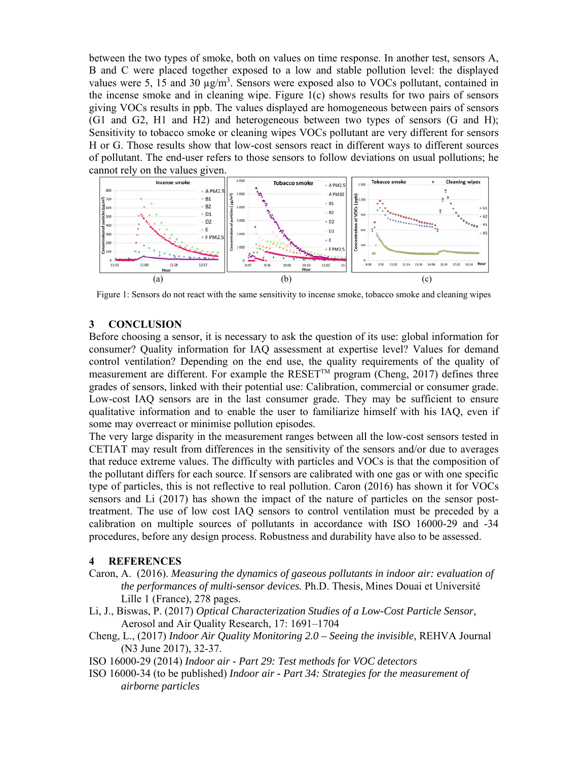between the two types of smoke, both on values on time response. In another test, sensors A, B and C were placed together exposed to a low and stable pollution level: the displayed values were 5, 15 and 30 µg/m$^3$. Sensors were exposed also to VOCs pollutant, contained in the incense smoke and in cleaning wipe. Figure 1(c) shows results for two pairs of sensors giving VOCs results in ppb. The values displayed are homogeneous between pairs of sensors (G1 and G2, H1 and H2) and heterogeneous between two types of sensors (G and H); Sensitivity to tobacco smoke or cleaning wipes VOCs pollutant are very different for sensors H or G. Those results show that low-cost sensors react in different ways to different sources of pollutant. The end-user refers to those sensors to follow deviations on usual pollutions; he cannot rely on the values given.

Incense smoke
A PM2.5
B1
B2
D1
D2
E
F PM2.5
Concentration of particles (µg/m³)
Hour

Tobacco smoke
A PM2.5
A PM10
B1
B2
D2
D1
E
F PM2.5
Concentration of particles ( µg/m³)
Hour

Tobacco smoke + Cleaning wipes
G1
G2
H1
H2
Concentration of VOCs (ppb)
Hour

(a) (b) (c)

Figure 1: Sensors do not react with the same sensitivity to incense smoke, tobacco smoke and cleaning wipes

## 3 CONCLUSION

Before choosing a sensor, it is necessary to ask the question of its use: global information for consumer? Quality information for IAQ assessment at expertise level? Values for demand control ventilation? Depending on the end use, the quality requirements of the quality of measurement are different. For example the RESET$^{TM}$ program (Cheng, 2017) defines three grades of sensors, linked with their potential use: Calibration, commercial or consumer grade. Low-cost IAQ sensors are in the last consumer grade. They may be sufficient to ensure qualitative information and to enable the user to familiarize himself with his IAQ, even if some may overreact or minimise pollution episodes.

The very large disparity in the measurement ranges between all the low-cost sensors tested in CETIAT may result from differences in the sensitivity of the sensors and/or due to averages that reduce extreme values. The difficulty with particles and VOCs is that the composition of the pollutant differs for each source. If sensors are calibrated with one gas or with one specific type of particles, this is not reflective to real pollution. Caron (2016) has shown it for VOCs sensors and Li (2017) has shown the impact of the nature of particles on the sensor post-treatment. The use of low cost IAQ sensors to control ventilation must be preceded by a calibration on multiple sources of pollutants in accordance with ISO 16000-29 and -34 procedures, before any design process. Robustness and durability have also to be assessed.

## 4 REFERENCES

Caron, A. (2016). *Measuring the dynamics of gaseous pollutants in indoor air: evaluation of the performances of multi-sensor devices.* Ph.D. Thesis, Mines Douai et Université Lille 1 (France), 278 pages.

Li, J., Biswas, P. (2017) *Optical Characterization Studies of a Low-Cost Particle Sensor,* Aerosol and Air Quality Research, 17: 1691–1704

Cheng, L., (2017) *Indoor Air Quality Monitoring 2.0 – Seeing the invisible,* REHVA Journal (N3 June 2017), 32-37.

ISO 16000-29 (2014) *Indoor air - Part 29: Test methods for VOC detectors*

ISO 16000-34 (to be published) *Indoor air - Part 34: Strategies for the measurement of airborne particles*